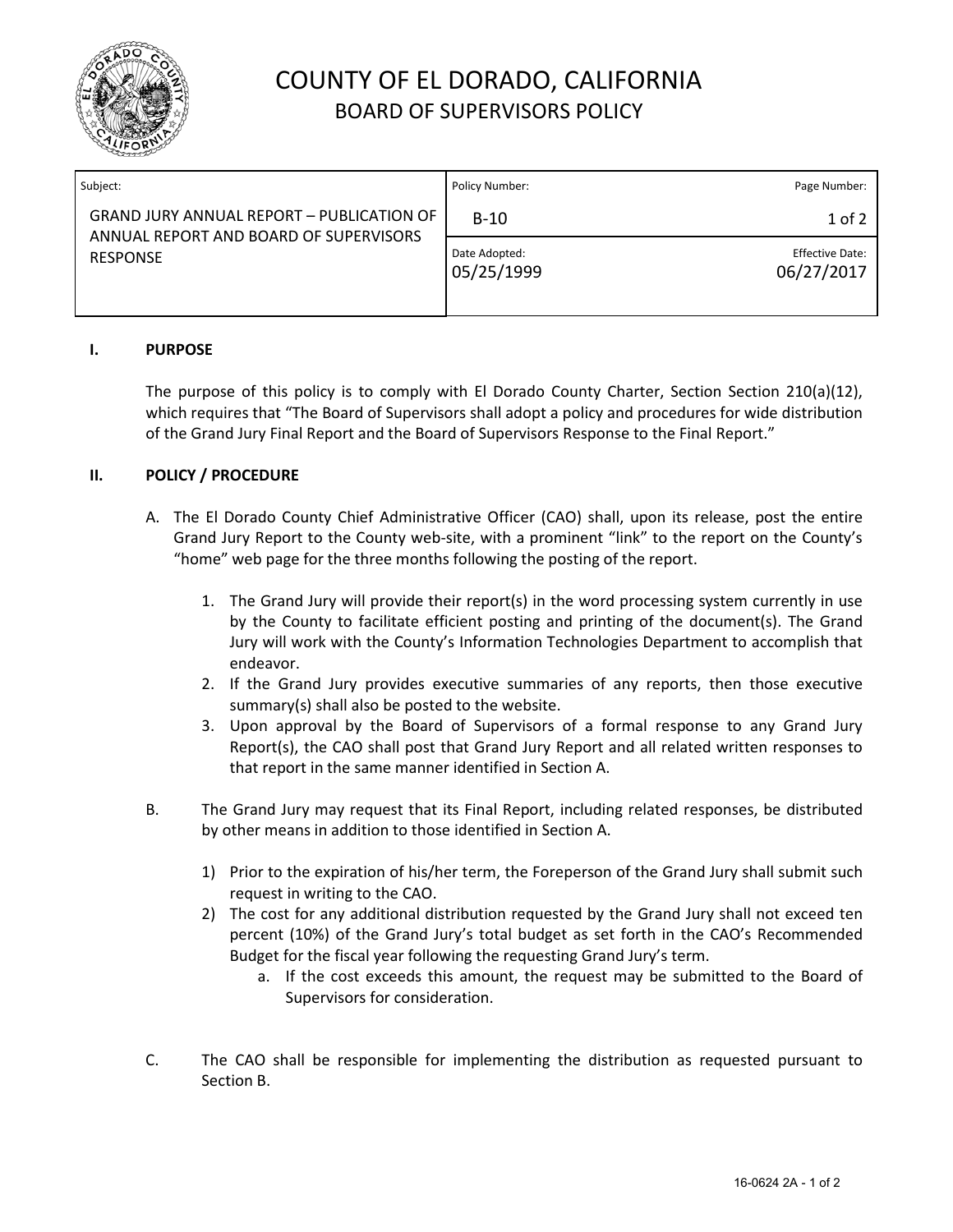# COUNTY OF EL DORADO, CALIFORNIA
## BOARD OF SUPERVISORS POLICY

| Subject: | Policy Number: | Page Number: |
| --- | --- | --- |
| GRAND JURY ANNUAL REPORT – PUBLICATION OF ANNUAL REPORT AND BOARD OF SUPERVISORS RESPONSE | B-10 | 1 of 2 |
| | Date Adopted: 05/25/1999 | Effective Date: 06/27/2017 |

### I. PURPOSE

The purpose of this policy is to comply with El Dorado County Charter, Section Section 210(a)(12), which requires that "The Board of Supervisors shall adopt a policy and procedures for wide distribution of the Grand Jury Final Report and the Board of Supervisors Response to the Final Report."

### II. POLICY / PROCEDURE

A. The El Dorado County Chief Administrative Officer (CAO) shall, upon its release, post the entire Grand Jury Report to the County web-site, with a prominent "link" to the report on the County's "home" web page for the three months following the posting of the report.

1. The Grand Jury will provide their report(s) in the word processing system currently in use by the County to facilitate efficient posting and printing of the document(s). The Grand Jury will work with the County's Information Technologies Department to accomplish that endeavor.
2. If the Grand Jury provides executive summaries of any reports, then those executive summary(s) shall also be posted to the website.
3. Upon approval by the Board of Supervisors of a formal response to any Grand Jury Report(s), the CAO shall post that Grand Jury Report and all related written responses to that report in the same manner identified in Section A.

B. The Grand Jury may request that its Final Report, including related responses, be distributed by other means in addition to those identified in Section A.

1) Prior to the expiration of his/her term, the Foreperson of the Grand Jury shall submit such request in writing to the CAO.
2) The cost for any additional distribution requested by the Grand Jury shall not exceed ten percent (10%) of the Grand Jury's total budget as set forth in the CAO's Recommended Budget for the fiscal year following the requesting Grand Jury's term.
   a. If the cost exceeds this amount, the request may be submitted to the Board of Supervisors for consideration.

C. The CAO shall be responsible for implementing the distribution as requested pursuant to Section B.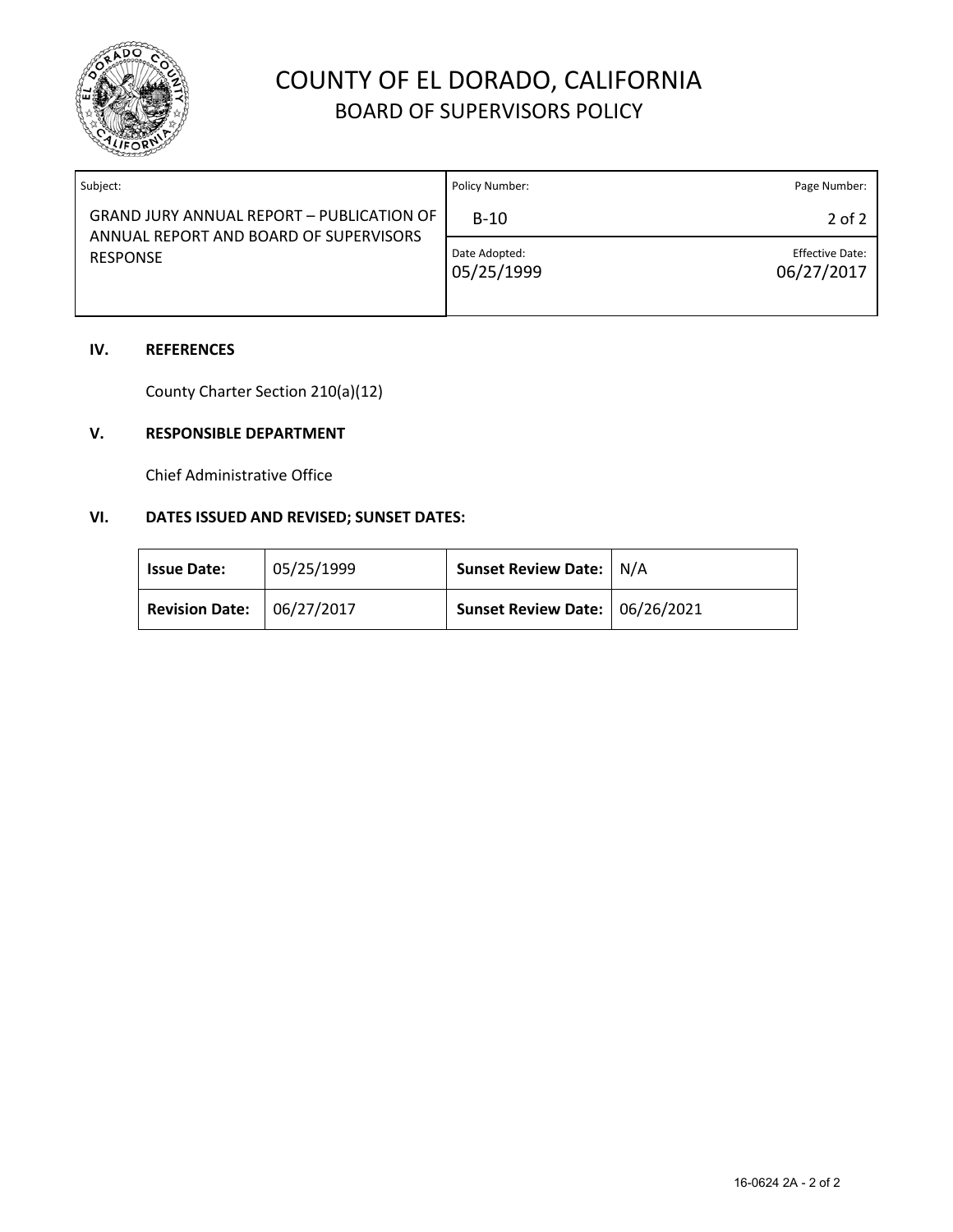# COUNTY OF EL DORADO, CALIFORNIA
## BOARD OF SUPERVISORS POLICY

| Subject: | Policy Number: | Page Number: |
|---|---|---|
| GRAND JURY ANNUAL REPORT – PUBLICATION OF ANNUAL REPORT AND BOARD OF SUPERVISORS RESPONSE | B-10 | 2 of 2 |
| | Date Adopted: 05/25/1999 | Effective Date: 06/27/2017 |

### IV. REFERENCES

County Charter Section 210(a)(12)

### V. RESPONSIBLE DEPARTMENT

Chief Administrative Office

### VI. DATES ISSUED AND REVISED; SUNSET DATES:

| | | | |
|---|---|---|---|
| **Issue Date:** | 05/25/1999 | **Sunset Review Date:** | N/A |
| **Revision Date:** | 06/27/2017 | **Sunset Review Date:** | 06/26/2021 |

16-0624 2A - 2 of 2